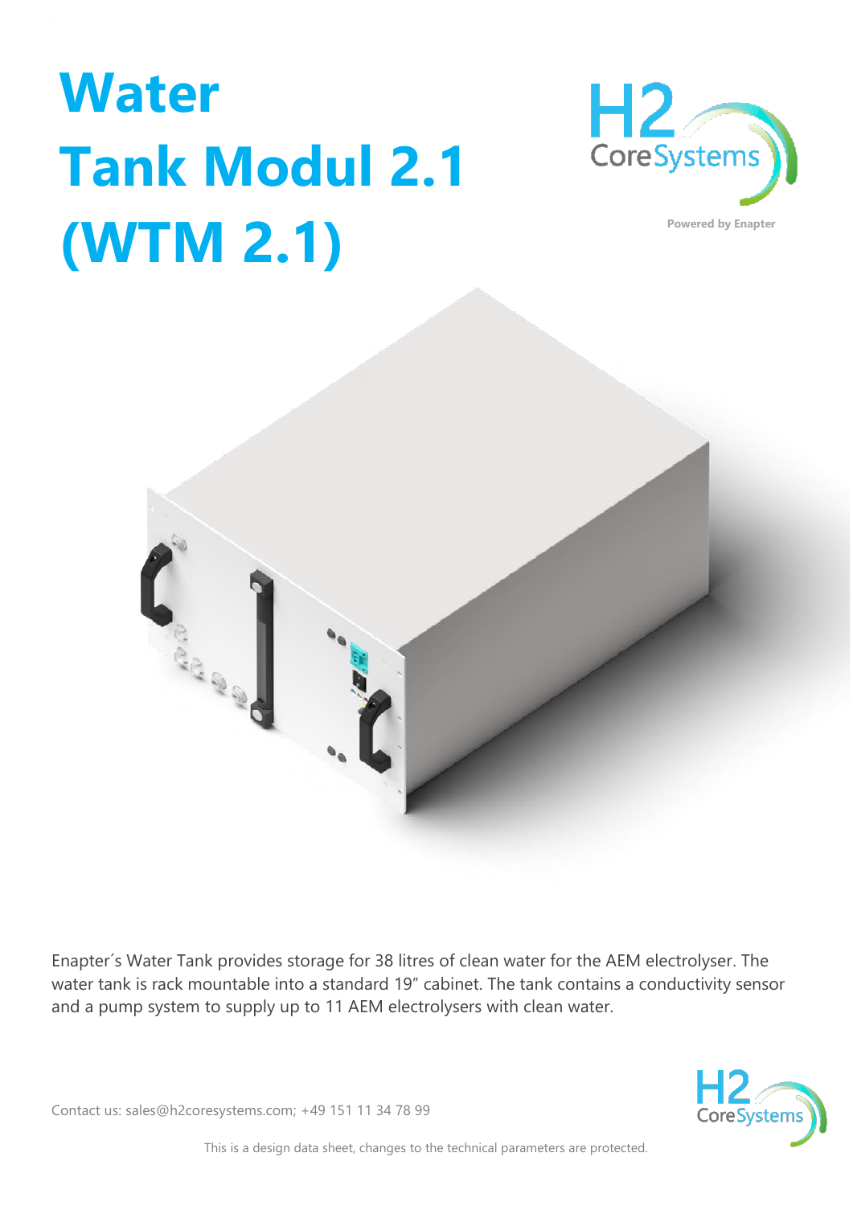# Water Tank Modul 2.1 (WTM 2.1)

Powered by Enapter

Enapter´s Water Tank provides storage for 38 litres of clean water for the AEM electrolyser. The water tank is rack mountable into a standard 19" cabinet. The tank contains a conductivity sensor and a pump system to supply up to 11 AEM electrolysers with clean water.

Contact us: sales@h2coresystems.com; +49 151 11 34 78 99

This is a design data sheet, changes to the technical parameters are protected.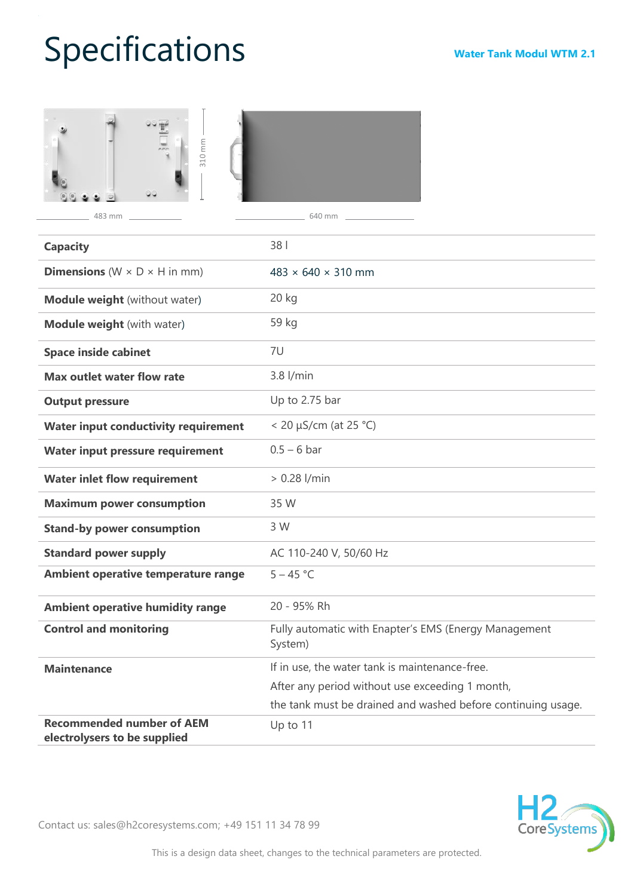# Specifications

**Water Tank Modul WTM 2.1**

310 mm

483 mm

640 mm

| | |
|---|---|
| **Capacity** | 38 l |
| **Dimensions** (W × D × H in mm) | 483 × 640 × 310 mm |
| **Module weight** (without water) | 20 kg |
| **Module weight** (with water) | 59 kg |
| **Space inside cabinet** | 7U |
| **Max outlet water flow rate** | 3.8 l/min |
| **Output pressure** | Up to 2.75 bar |
| **Water input conductivity requirement** | < 20 µS/cm (at 25 °C) |
| **Water input pressure requirement** | 0.5 – 6 bar |
| **Water inlet flow requirement** | > 0.28 l/min |
| **Maximum power consumption** | 35 W |
| **Stand-by power consumption** | 3 W |
| **Standard power supply** | AC 110-240 V, 50/60 Hz |
| **Ambient operative temperature range** | 5 – 45 °C |
| **Ambient operative humidity range** | 20 - 95% Rh |
| **Control and monitoring** | Fully automatic with Enapter's EMS (Energy Management System) |
| **Maintenance** | If in use, the water tank is maintenance-free. After any period without use exceeding 1 month, the tank must be drained and washed before continuing usage. |
| **Recommended number of AEM electrolysers to be supplied** | Up to 11 |

Contact us: sales@h2coresystems.com; +49 151 11 34 78 99

This is a design data sheet, changes to the technical parameters are protected.